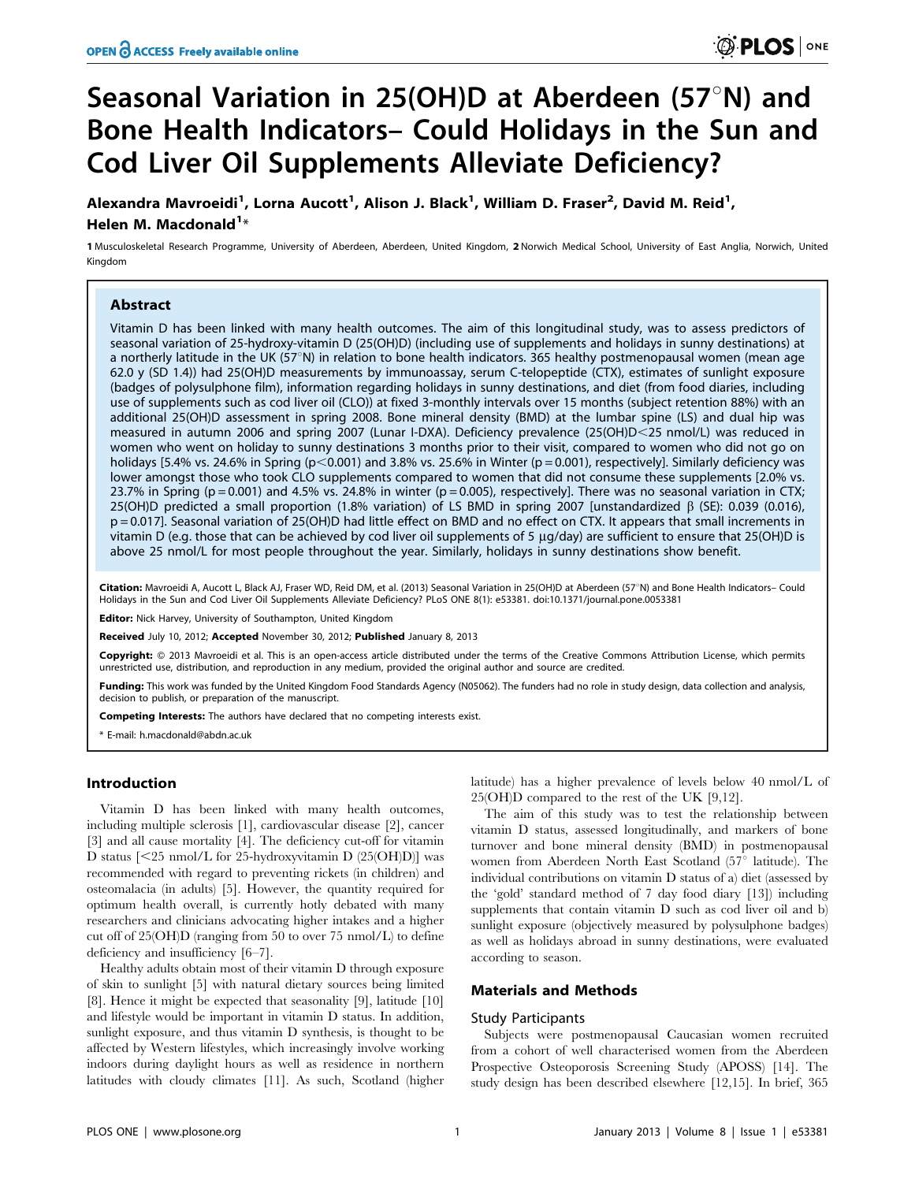# Seasonal Variation in 25(OH)D at Aberdeen (57°N) and Bone Health Indicators– Could Holidays in the Sun and Cod Liver Oil Supplements Alleviate Deficiency?

**Alexandra Mavroeidi[1], Lorna Aucott[1], Alison J. Black[1], William D. Fraser[2], David M. Reid[1], Helen M. Macdonald[1]***

1 Musculoskeletal Research Programme, University of Aberdeen, Aberdeen, United Kingdom, 2 Norwich Medical School, University of East Anglia, Norwich, United Kingdom

## Abstract

Vitamin D has been linked with many health outcomes. The aim of this longitudinal study, was to assess predictors of seasonal variation of 25-hydroxy-vitamin D (25(OH)D) (including use of supplements and holidays in sunny destinations) at a northerly latitude in the UK (57°N) in relation to bone health indicators. 365 healthy postmenopausal women (mean age 62.0 y (SD 1.4)) had 25(OH)D measurements by immunoassay, serum C-telopeptide (CTX), estimates of sunlight exposure (badges of polysulphone film), information regarding holidays in sunny destinations, and diet (from food diaries, including use of supplements such as cod liver oil (CLO)) at fixed 3-monthly intervals over 15 months (subject retention 88%) with an additional 25(OH)D assessment in spring 2008. Bone mineral density (BMD) at the lumbar spine (LS) and dual hip was measured in autumn 2006 and spring 2007 (Lunar I-DXA). Deficiency prevalence (25(OH)D<25 nmol/L) was reduced in women who went on holiday to sunny destinations 3 months prior to their visit, compared to women who did not go on holidays [5.4% vs. 24.6% in Spring ($p<0.001$) and 3.8% vs. 25.6% in Winter ($p=0.001$), respectively]. Similarly deficiency was lower amongst those who took CLO supplements compared to women that did not consume these supplements [2.0% vs. 23.7% in Spring ($p=0.001$) and 4.5% vs. 24.8% in winter ($p=0.005$), respectively]. There was no seasonal variation in CTX; 25(OH)D predicted a small proportion (1.8% variation) of LS BMD in spring 2007 [unstandardized β (SE): 0.039 (0.016), $p=0.017$]. Seasonal variation of 25(OH)D had little effect on BMD and no effect on CTX. It appears that small increments in vitamin D (e.g. those that can be achieved by cod liver oil supplements of 5 µg/day) are sufficient to ensure that 25(OH)D is above 25 nmol/L for most people throughout the year. Similarly, holidays in sunny destinations show benefit.

**Citation:** Mavroeidi A, Aucott L, Black AJ, Fraser WD, Reid DM, et al. (2013) Seasonal Variation in 25(OH)D at Aberdeen (57°N) and Bone Health Indicators– Could Holidays in the Sun and Cod Liver Oil Supplements Alleviate Deficiency? PLoS ONE 8(1): e53381. doi:10.1371/journal.pone.0053381

**Editor:** Nick Harvey, University of Southampton, United Kingdom

**Received** July 10, 2012; **Accepted** November 30, 2012; **Published** January 8, 2013

**Copyright:** © 2013 Mavroeidi et al. This is an open-access article distributed under the terms of the Creative Commons Attribution License, which permits unrestricted use, distribution, and reproduction in any medium, provided the original author and source are credited.

**Funding:** This work was funded by the United Kingdom Food Standards Agency (N05062). The funders had no role in study design, data collection and analysis, decision to publish, or preparation of the manuscript.

**Competing Interests:** The authors have declared that no competing interests exist.

\* E-mail: h.macdonald@abdn.ac.uk

## Introduction

Vitamin D has been linked with many health outcomes, including multiple sclerosis [1], cardiovascular disease [2], cancer [3] and all cause mortality [4]. The deficiency cut-off for vitamin D status [<25 nmol/L for 25-hydroxyvitamin D (25(OH)D)] was recommended with regard to preventing rickets (in children) and osteomalacia (in adults) [5]. However, the quantity required for optimum health overall, is currently hotly debated with many researchers and clinicians advocating higher intakes and a higher cut off of 25(OH)D (ranging from 50 to over 75 nmol/L) to define deficiency and insufficiency [6–7].

Healthy adults obtain most of their vitamin D through exposure of skin to sunlight [5] with natural dietary sources being limited [8]. Hence it might be expected that seasonality [9], latitude [10] and lifestyle would be important in vitamin D status. In addition, sunlight exposure, and thus vitamin D synthesis, is thought to be affected by Western lifestyles, which increasingly involve working indoors during daylight hours as well as residence in northern latitudes with cloudy climates [11]. As such, Scotland (higher latitude) has a higher prevalence of levels below 40 nmol/L of 25(OH)D compared to the rest of the UK [9,12].

The aim of this study was to test the relationship between vitamin D status, assessed longitudinally, and markers of bone turnover and bone mineral density (BMD) in postmenopausal women from Aberdeen North East Scotland (57° latitude). The individual contributions on vitamin D status of a) diet (assessed by the 'gold' standard method of 7 day food diary [13]) including supplements that contain vitamin D such as cod liver oil and b) sunlight exposure (objectively measured by polysulphone badges) as well as holidays abroad in sunny destinations, were evaluated according to season.

## Materials and Methods

### Study Participants

Subjects were postmenopausal Caucasian women recruited from a cohort of well characterised women from the Aberdeen Prospective Osteoporosis Screening Study (APOSS) [14]. The study design has been described elsewhere [12,15]. In brief, 365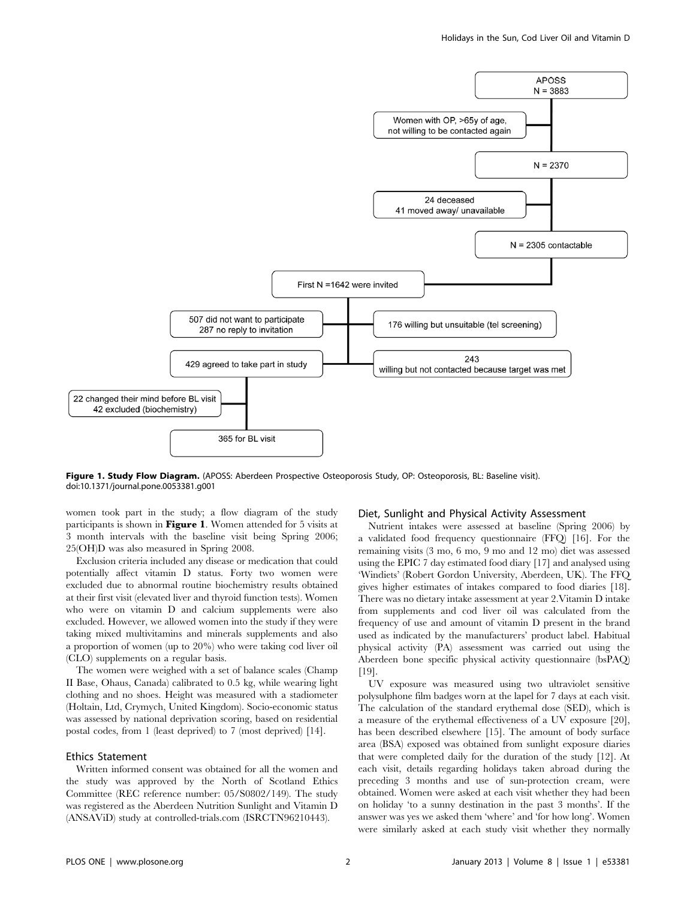**Figure 1. Study Flow Diagram.** (APOSS: Aberdeen Prospective Osteoporosis Study, OP: Osteoporosis, BL: Baseline visit).
doi:10.1371/journal.pone.0053381.g001

women took part in the study; a flow diagram of the study participants is shown in **Figure 1**. Women attended for 5 visits at 3 month intervals with the baseline visit being Spring 2006; 25(OH)D was also measured in Spring 2008.

Exclusion criteria included any disease or medication that could potentially affect vitamin D status. Forty two women were excluded due to abnormal routine biochemistry results obtained at their first visit (elevated liver and thyroid function tests). Women who were on vitamin D and calcium supplements were also excluded. However, we allowed women into the study if they were taking mixed multivitamins and minerals supplements and also a proportion of women (up to 20%) who were taking cod liver oil (CLO) supplements on a regular basis.

The women were weighed with a set of balance scales (Champ II Base, Ohaus, Canada) calibrated to 0.5 kg, while wearing light clothing and no shoes. Height was measured with a stadiometer (Holtain, Ltd, Crymych, United Kingdom). Socio-economic status was assessed by national deprivation scoring, based on residential postal codes, from 1 (least deprived) to 7 (most deprived) [14].

## Ethics Statement

Written informed consent was obtained for all the women and the study was approved by the North of Scotland Ethics Committee (REC reference number: 05/S0802/149). The study was registered as the Aberdeen Nutrition Sunlight and Vitamin D (ANSAViD) study at controlled-trials.com (ISRCTN96210443).

## Diet, Sunlight and Physical Activity Assessment

Nutrient intakes were assessed at baseline (Spring 2006) by a validated food frequency questionnaire (FFQ) [16]. For the remaining visits (3 mo, 6 mo, 9 mo and 12 mo) diet was assessed using the EPIC 7 day estimated food diary [17] and analysed using 'Windiets' (Robert Gordon University, Aberdeen, UK). The FFQ gives higher estimates of intakes compared to food diaries [18]. There was no dietary intake assessment at year 2.Vitamin D intake from supplements and cod liver oil was calculated from the frequency of use and amount of vitamin D present in the brand used as indicated by the manufacturers' product label. Habitual physical activity (PA) assessment was carried out using the Aberdeen bone specific physical activity questionnaire (bsPAQ) [19].

UV exposure was measured using two ultraviolet sensitive polysulphone film badges worn at the lapel for 7 days at each visit. The calculation of the standard erythemal dose (SED), which is a measure of the erythemal effectiveness of a UV exposure [20], has been described elsewhere [15]. The amount of body surface area (BSA) exposed was obtained from sunlight exposure diaries that were completed daily for the duration of the study [12]. At each visit, details regarding holidays taken abroad during the preceding 3 months and use of sun-protection cream, were obtained. Women were asked at each visit whether they had been on holiday 'to a sunny destination in the past 3 months'. If the answer was yes we asked them 'where' and 'for how long'. Women were similarly asked at each study visit whether they normally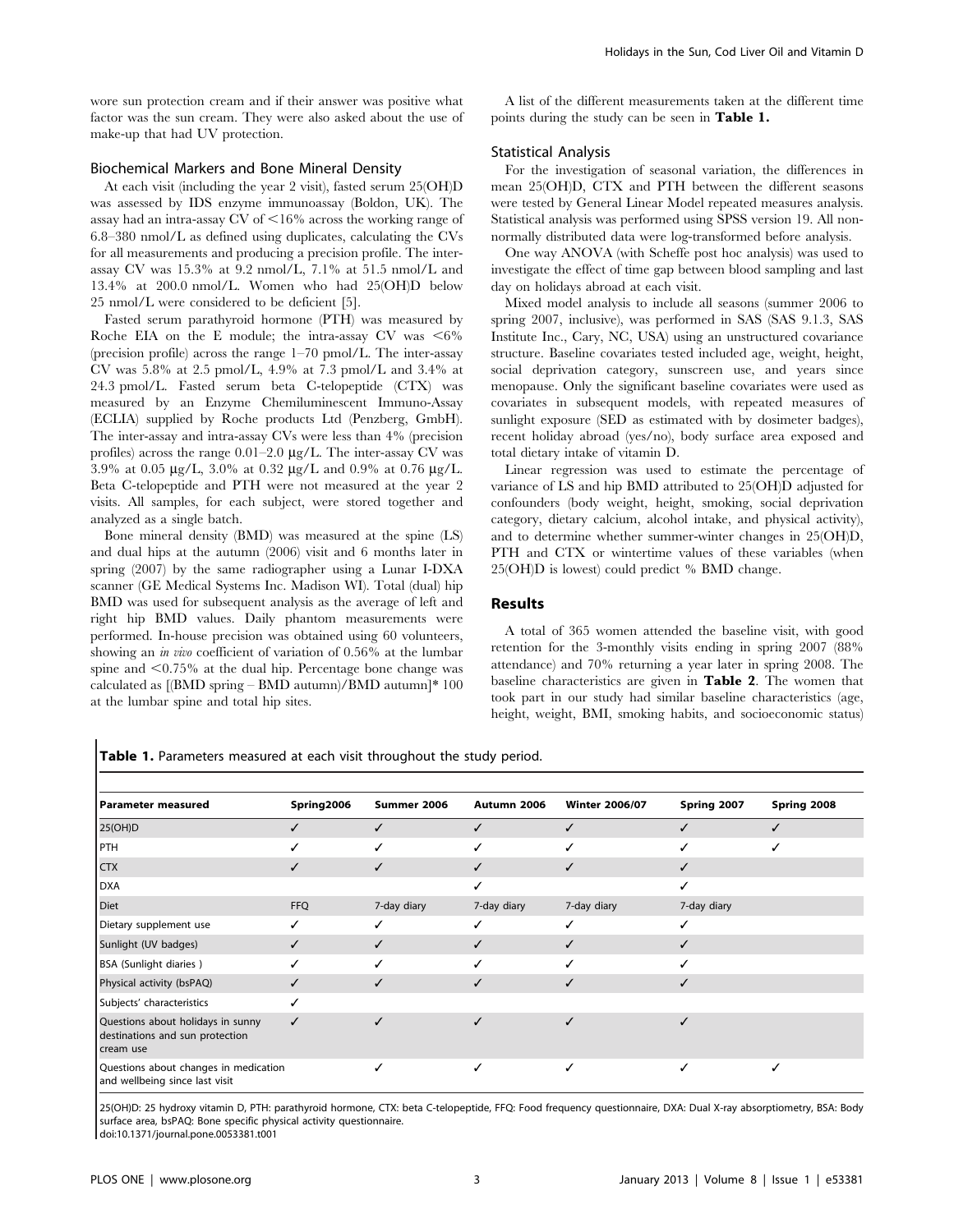wore sun protection cream and if their answer was positive what factor was the sun cream. They were also asked about the use of make-up that had UV protection.

### Biochemical Markers and Bone Mineral Density

At each visit (including the year 2 visit), fasted serum 25(OH)D was assessed by IDS enzyme immunoassay (Boldon, UK). The assay had an intra-assay CV of <16% across the working range of 6.8–380 nmol/L as defined using duplicates, calculating the CVs for all measurements and producing a precision profile. The inter-assay CV was 15.3% at 9.2 nmol/L, 7.1% at 51.5 nmol/L and 13.4% at 200.0 nmol/L. Women who had 25(OH)D below 25 nmol/L were considered to be deficient [5].

Fasted serum parathyroid hormone (PTH) was measured by Roche EIA on the E module; the intra-assay CV was <6% (precision profile) across the range 1–70 pmol/L. The inter-assay CV was 5.8% at 2.5 pmol/L, 4.9% at 7.3 pmol/L and 3.4% at 24.3 pmol/L. Fasted serum beta C-telopeptide (CTX) was measured by an Enzyme Chemiluminescent Immuno-Assay (ECLIA) supplied by Roche products Ltd (Penzberg, GmbH). The inter-assay and intra-assay CVs were less than 4% (precision profiles) across the range 0.01–2.0 μg/L. The inter-assay CV was 3.9% at 0.05 μg/L, 3.0% at 0.32 μg/L and 0.9% at 0.76 μg/L. Beta C-telopeptide and PTH were not measured at the year 2 visits. All samples, for each subject, were stored together and analyzed as a single batch.

Bone mineral density (BMD) was measured at the spine (LS) and dual hips at the autumn (2006) visit and 6 months later in spring (2007) by the same radiographer using a Lunar I-DXA scanner (GE Medical Systems Inc. Madison WI). Total (dual) hip BMD was used for subsequent analysis as the average of left and right hip BMD values. Daily phantom measurements were performed. In-house precision was obtained using 60 volunteers, showing an *in vivo* coefficient of variation of 0.56% at the lumbar spine and <0.75% at the dual hip. Percentage bone change was calculated as [(BMD spring – BMD autumn)/BMD autumn]* 100 at the lumbar spine and total hip sites.

A list of the different measurements taken at the different time points during the study can be seen in **Table 1.**

### Statistical Analysis

For the investigation of seasonal variation, the differences in mean 25(OH)D, CTX and PTH between the different seasons were tested by General Linear Model repeated measures analysis. Statistical analysis was performed using SPSS version 19. All non-normally distributed data were log-transformed before analysis.

One way ANOVA (with Scheffe post hoc analysis) was used to investigate the effect of time gap between blood sampling and last day on holidays abroad at each visit.

Mixed model analysis to include all seasons (summer 2006 to spring 2007, inclusive), was performed in SAS (SAS 9.1.3, SAS Institute Inc., Cary, NC, USA) using an unstructured covariance structure. Baseline covariates tested included age, weight, height, social deprivation category, sunscreen use, and years since menopause. Only the significant baseline covariates were used as covariates in subsequent models, with repeated measures of sunlight exposure (SED as estimated with by dosimeter badges), recent holiday abroad (yes/no), body surface area exposed and total dietary intake of vitamin D.

Linear regression was used to estimate the percentage of variance of LS and hip BMD attributed to 25(OH)D adjusted for confounders (body weight, height, smoking, social deprivation category, dietary calcium, alcohol intake, and physical activity), and to determine whether summer-winter changes in 25(OH)D, PTH and CTX or wintertime values of these variables (when 25(OH)D is lowest) could predict % BMD change.

## Results

A total of 365 women attended the baseline visit, with good retention for the 3-monthly visits ending in spring 2007 (88% attendance) and 70% returning a year later in spring 2008. The baseline characteristics are given in **Table 2**. The women that took part in our study had similar baseline characteristics (age, height, weight, BMI, smoking habits, and socioeconomic status)

**Table 1.** Parameters measured at each visit throughout the study period.

| Parameter measured | Spring2006 | Summer 2006 | Autumn 2006 | Winter 2006/07 | Spring 2007 | Spring 2008 |
|---|---|---|---|---|---|---|
| 25(OH)D | ✓ | ✓ | ✓ | ✓ | ✓ | ✓ |
| PTH | ✓ | ✓ | ✓ | ✓ | ✓ | ✓ |
| CTX | ✓ | ✓ | ✓ | ✓ | ✓ | |
| DXA | | | ✓ | | ✓ | |
| Diet | FFQ | 7-day diary | 7-day diary | 7-day diary | 7-day diary | |
| Dietary supplement use | ✓ | ✓ | ✓ | ✓ | ✓ | |
| Sunlight (UV badges) | ✓ | ✓ | ✓ | ✓ | ✓ | |
| BSA (Sunlight diaries ) | ✓ | ✓ | ✓ | ✓ | ✓ | |
| Physical activity (bsPAQ) | ✓ | ✓ | ✓ | ✓ | ✓ | |
| Subjects' characteristics | ✓ | | | | | |
| Questions about holidays in sunny destinations and sun protection cream use | ✓ | ✓ | ✓ | ✓ | ✓ | |
| Questions about changes in medication and wellbeing since last visit | | ✓ | ✓ | ✓ | ✓ | ✓ |

25(OH)D: 25 hydroxy vitamin D, PTH: parathyroid hormone, CTX: beta C-telopeptide, FFQ: Food frequency questionnaire, DXA: Dual X-ray absorptiometry, BSA: Body surface area, bsPAQ: Bone specific physical activity questionnaire.
doi:10.1371/journal.pone.0053381.t001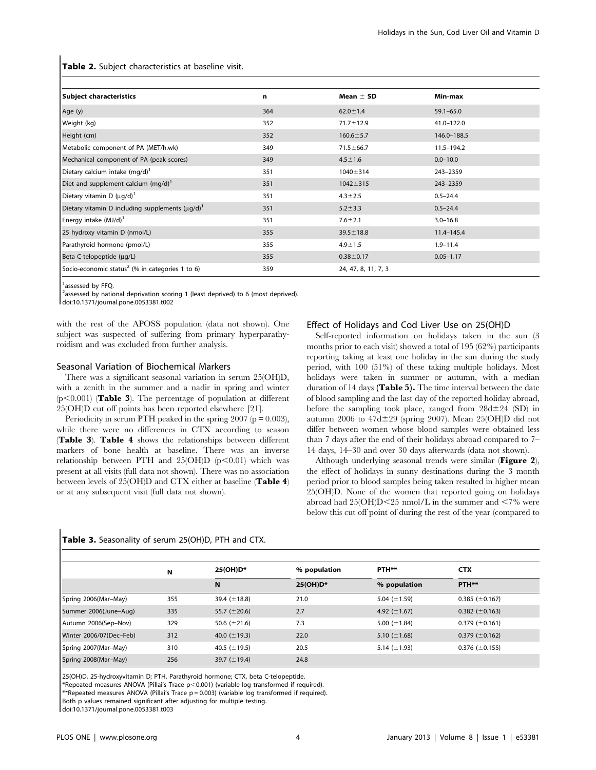**Table 2.** Subject characteristics at baseline visit.

| Subject characteristics | n | Mean ± SD | Min-max |
|---|---|---|---|
| Age (y) | 364 | 62.0±1.4 | 59.1–65.0 |
| Weight (kg) | 352 | 71.7±12.9 | 41.0–122.0 |
| Height (cm) | 352 | 160.6±5.7 | 146.0–188.5 |
| Metabolic component of PA (MET/h.wk) | 349 | 71.5±66.7 | 11.5–194.2 |
| Mechanical component of PA (peak scores) | 349 | 4.5±1.6 | 0.0–10.0 |
| Dietary calcium intake (mg/d)[1] | 351 | 1040±314 | 243–2359 |
| Diet and supplement calcium (mg/d)[1] | 351 | 1042±315 | 243–2359 |
| Dietary vitamin D (µg/d)[1] | 351 | 4.3±2.5 | 0.5–24.4 |
| Dietary vitamin D including supplements (µg/d)[1] | 351 | 5.2±3.3 | 0.5–24.4 |
| Energy intake (MJ/d)[1] | 351 | 7.6±2.1 | 3.0–16.8 |
| 25 hydroxy vitamin D (nmol/L) | 355 | 39.5±18.8 | 11.4–145.4 |
| Parathyroid hormone (pmol/L) | 355 | 4.9±1.5 | 1.9–11.4 |
| Beta C-telopeptide (µg/L) | 355 | 0.38±0.17 | 0.05–1.17 |
| Socio-economic status[2] (% in categories 1 to 6) | 359 | 24, 47, 8, 11, 7, 3 | |

[1]assessed by FFQ.
[2]assessed by national deprivation scoring 1 (least deprived) to 6 (most deprived).
doi:10.1371/journal.pone.0053381.t002

with the rest of the APOSS population (data not shown). One subject was suspected of suffering from primary hyperparathyroidism and was excluded from further analysis.

### Seasonal Variation of Biochemical Markers

There was a significant seasonal variation in serum 25(OH)D, with a zenith in the summer and a nadir in spring and winter ($p<0.001$) (**Table 3**). The percentage of population at different 25(OH)D cut off points has been reported elsewhere [21].

Periodicity in serum PTH peaked in the spring 2007 ($p=0.003$), while there were no differences in CTX according to season (**Table 3**). **Table 4** shows the relationships between different markers of bone health at baseline. There was an inverse relationship between PTH and 25(OH)D ($p<0.01$) which was present at all visits (full data not shown). There was no association between levels of 25(OH)D and CTX either at baseline (**Table 4**) or at any subsequent visit (full data not shown).

### Effect of Holidays and Cod Liver Use on 25(OH)D

Self-reported information on holidays taken in the sun (3 months prior to each visit) showed a total of 195 (62%) participants reporting taking at least one holiday in the sun during the study period, with 100 (51%) of these taking multiple holidays. Most holidays were taken in summer or autumn, with a median duration of 14 days **(Table 5).** The time interval between the date of blood sampling and the last day of the reported holiday abroad, before the sampling took place, ranged from 28d±24 (SD) in autumn 2006 to 47d±29 (spring 2007). Mean 25(OH)D did not differ between women whose blood samples were obtained less than 7 days after the end of their holidays abroad compared to 7–14 days, 14–30 and over 30 days afterwards (data not shown).

Although underlying seasonal trends were similar (**Figure 2**), the effect of holidays in sunny destinations during the 3 month period prior to blood samples being taken resulted in higher mean 25(OH)D. None of the women that reported going on holidays abroad had 25(OH)D<25 nmol/L in the summer and <7% were below this cut off point of during the rest of the year (compared to

**Table 3.** Seasonality of serum 25(OH)D, PTH and CTX.

| | N | 25(OH)D* | % population | PTH** | CTX |
|---|---|---|---|---|---|
| | | N | 25(OH)D* | % population | PTH** |
| Spring 2006(Mar–May) | 355 | 39.4 (±18.8) | 21.0 | 5.04 (±1.59) | 0.385 (±0.167) |
| Summer 2006(June–Aug) | 335 | 55.7 (±20.6) | 2.7 | 4.92 (±1.67) | 0.382 (±0.163) |
| Autumn 2006(Sep–Nov) | 329 | 50.6 (±21.6) | 7.3 | 5.00 (±1.84) | 0.379 (±0.161) |
| Winter 2006/07(Dec–Feb) | 312 | 40.0 (±19.3) | 22.0 | 5.10 (±1.68) | 0.379 (±0.162) |
| Spring 2007(Mar–May) | 310 | 40.5 (±19.5) | 20.5 | 5.14 (±1.93) | 0.376 (±0.155) |
| Spring 2008(Mar–May) | 256 | 39.7 (±19.4) | 24.8 | | |

25(OH)D, 25-hydroxyvitamin D; PTH, Parathyroid hormone; CTX, beta C-telopeptide.
*Repeated measures ANOVA (Pillai's Trace p<0.001) (variable log transformed if required).
**Repeated measures ANOVA (Pillai's Trace p = 0.003) (variable log transformed if required).
Both p values remained significant after adjusting for multiple testing.
doi:10.1371/journal.pone.0053381.t003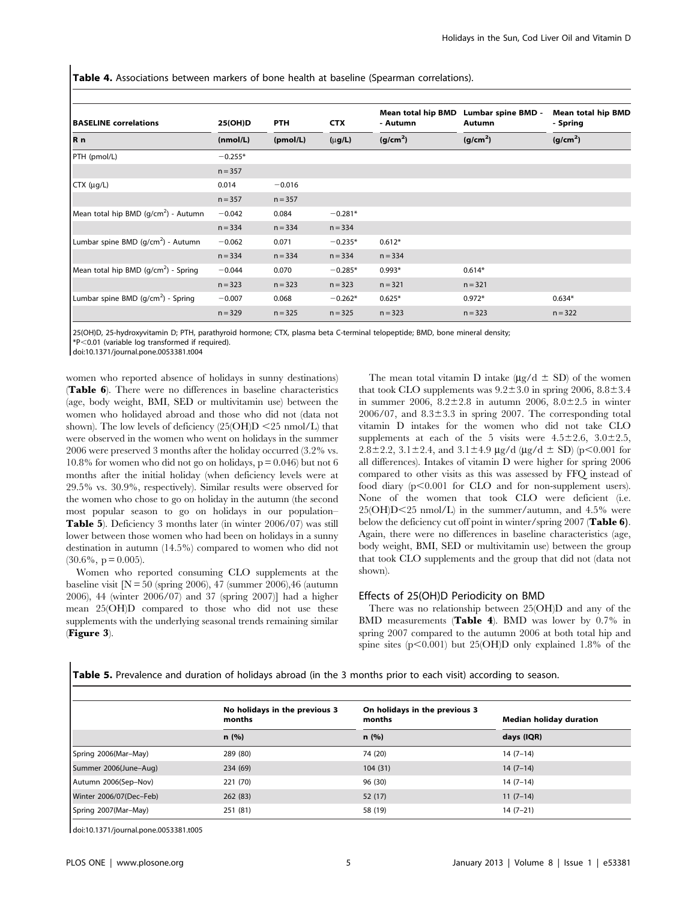**Table 4.** Associations between markers of bone health at baseline (Spearman correlations).

| BASELINE correlations | 25(OH)D | PTH | CTX | Mean total hip BMD - Autumn | Lumbar spine BMD - Autumn | Mean total hip BMD - Spring |
|---|---|---|---|---|---|---|
| R n | (nmol/L) | (pmol/L) | (μg/L) | (g/cm$^2$) | (g/cm$^2$) | (g/cm$^2$) |
| PTH (pmol/L) | −0.255* | | | | | |
| | n = 357 | | | | | |
| CTX (μg/L) | 0.014 | −0.016 | | | | |
| | n = 357 | n = 357 | | | | |
| Mean total hip BMD (g/cm$^2$) - Autumn | −0.042 | 0.084 | −0.281* | | | |
| | n = 334 | n = 334 | n = 334 | | | |
| Lumbar spine BMD (g/cm$^2$) - Autumn | −0.062 | 0.071 | −0.235* | 0.612* | | |
| | n = 334 | n = 334 | n = 334 | n = 334 | | |
| Mean total hip BMD (g/cm$^2$) - Spring | −0.044 | 0.070 | −0.285* | 0.993* | 0.614* | |
| | n = 323 | n = 323 | n = 323 | n = 321 | n = 321 | |
| Lumbar spine BMD (g/cm$^2$) - Spring | −0.007 | 0.068 | −0.262* | 0.625* | 0.972* | 0.634* |
| | n = 329 | n = 325 | n = 325 | n = 323 | n = 323 | n = 322 |

25(OH)D, 25-hydroxyvitamin D; PTH, parathyroid hormone; CTX, plasma beta C-terminal telopeptide; BMD, bone mineral density;
*P<0.01 (variable log transformed if required).
doi:10.1371/journal.pone.0053381.t004

women who reported absence of holidays in sunny destinations) (**Table 6**). There were no differences in baseline characteristics (age, body weight, BMI, SED or multivitamin use) between the women who holidayed abroad and those who did not (data not shown). The low levels of deficiency (25(OH)D <25 nmol/L) that were observed in the women who went on holidays in the summer 2006 were preserved 3 months after the holiday occurred (3.2% vs. 10.8% for women who did not go on holidays, p = 0.046) but not 6 months after the initial holiday (when deficiency levels were at 29.5% vs. 30.9%, respectively). Similar results were observed for the women who chose to go on holiday in the autumn (the second most popular season to go on holidays in our population– **Table 5**). Deficiency 3 months later (in winter 2006/07) was still lower between those women who had been on holidays in a sunny destination in autumn (14.5%) compared to women who did not (30.6%, p = 0.005).

Women who reported consuming CLO supplements at the baseline visit [N = 50 (spring 2006), 47 (summer 2006),46 (autumn 2006), 44 (winter 2006/07) and 37 (spring 2007)] had a higher mean 25(OH)D compared to those who did not use these supplements with the underlying seasonal trends remaining similar (**Figure 3**).

The mean total vitamin D intake (μg/d ± SD) of the women that took CLO supplements was 9.2±3.0 in spring 2006, 8.8±3.4 in summer 2006, 8.2±2.8 in autumn 2006, 8.0±2.5 in winter 2006/07, and 8.3±3.3 in spring 2007. The corresponding total vitamin D intakes for the women who did not take CLO supplements at each of the 5 visits were 4.5±2.6, 3.0±2.5, 2.8±2.2, 3.1±2.4, and 3.1±4.9 μg/d (μg/d ± SD) (p<0.001 for all differences). Intakes of vitamin D were higher for spring 2006 compared to other visits as this was assessed by FFQ instead of food diary (p<0.001 for CLO and for non-supplement users). None of the women that took CLO were deficient (i.e. 25(OH)D<25 nmol/L) in the summer/autumn, and 4.5% were below the deficiency cut off point in winter/spring 2007 (**Table 6**). Again, there were no differences in baseline characteristics (age, body weight, BMI, SED or multivitamin use) between the group that took CLO supplements and the group that did not (data not shown).

## Effects of 25(OH)D Periodicity on BMD

There was no relationship between 25(OH)D and any of the BMD measurements (**Table 4**). BMD was lower by 0.7% in spring 2007 compared to the autumn 2006 at both total hip and spine sites (p<0.001) but 25(OH)D only explained 1.8% of the

**Table 5.** Prevalence and duration of holidays abroad (in the 3 months prior to each visit) according to season.

| | No holidays in the previous 3 months | On holidays in the previous 3 months | Median holiday duration |
|---|---|---|---|
| | n (%) | n (%) | days (IQR) |
| Spring 2006(Mar–May) | 289 (80) | 74 (20) | 14 (7–14) |
| Summer 2006(June–Aug) | 234 (69) | 104 (31) | 14 (7–14) |
| Autumn 2006(Sep–Nov) | 221 (70) | 96 (30) | 14 (7–14) |
| Winter 2006/07(Dec–Feb) | 262 (83) | 52 (17) | 11 (7–14) |
| Spring 2007(Mar–May) | 251 (81) | 58 (19) | 14 (7–21) |

doi:10.1371/journal.pone.0053381.t005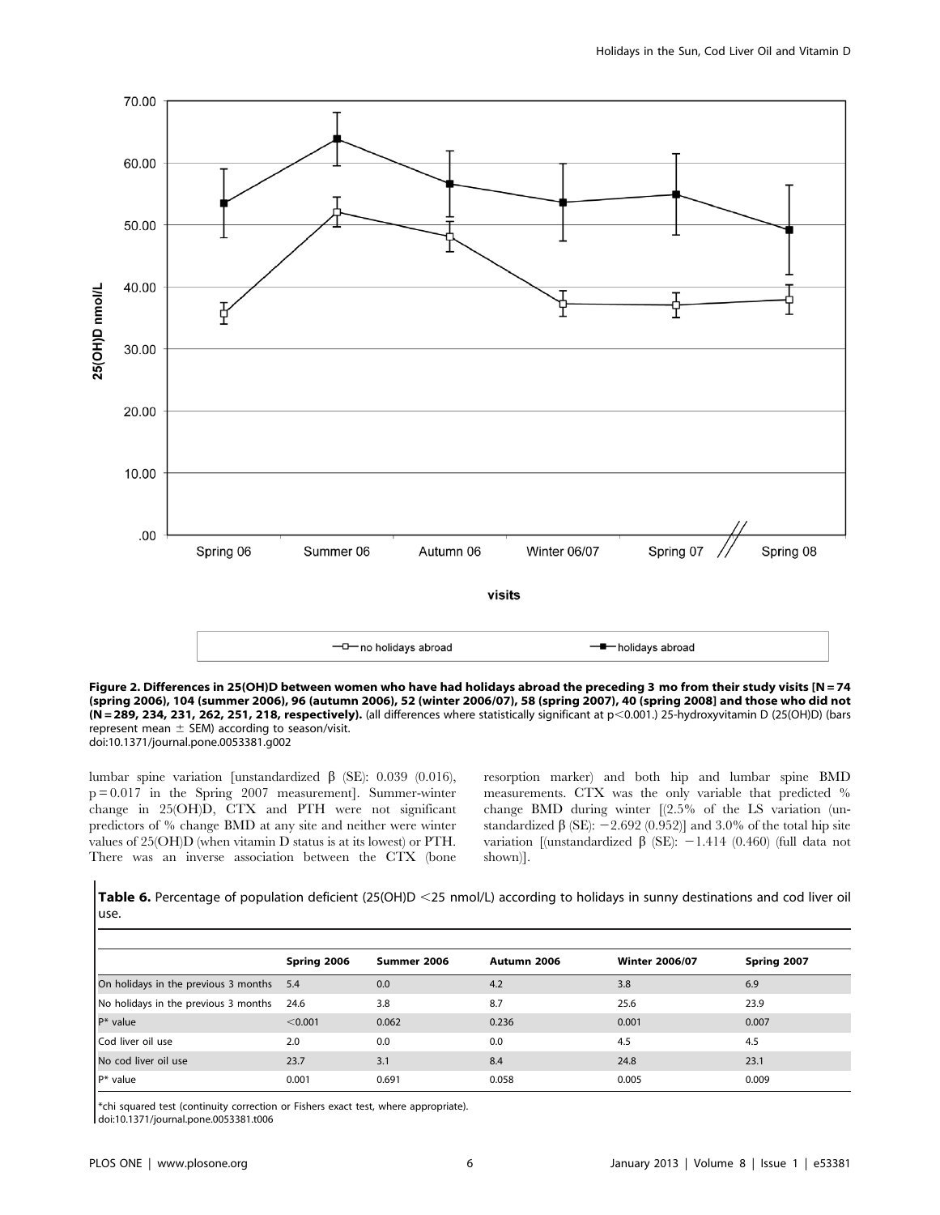**Figure 2. Differences in 25(OH)D between women who have had holidays abroad the preceding 3 mo from their study visits [N = 74 (spring 2006), 104 (summer 2006), 96 (autumn 2006), 52 (winter 2006/07), 58 (spring 2007), 40 (spring 2008] and those who did not (N = 289, 234, 231, 262, 251, 218, respectively).** (all differences where statistically significant at p<0.001.) 25-hydroxyvitamin D (25(OH)D) (bars represent mean ± SEM) according to season/visit.
doi:10.1371/journal.pone.0053381.g002

lumbar spine variation [unstandardized β (SE): 0.039 (0.016), p = 0.017 in the Spring 2007 measurement]. Summer-winter change in 25(OH)D, CTX and PTH were not significant predictors of % change BMD at any site and neither were winter values of 25(OH)D (when vitamin D status is at its lowest) or PTH. There was an inverse association between the CTX (bone resorption marker) and both hip and lumbar spine BMD measurements. CTX was the only variable that predicted % change BMD during winter [(2.5% of the LS variation (unstandardized β (SE): −2.692 (0.952)] and 3.0% of the total hip site variation [(unstandardized β (SE): −1.414 (0.460) (full data not shown)].

**Table 6.** Percentage of population deficient (25(OH)D <25 nmol/L) according to holidays in sunny destinations and cod liver oil use.

| | Spring 2006 | Summer 2006 | Autumn 2006 | Winter 2006/07 | Spring 2007 |
|---|---|---|---|---|---|
| On holidays in the previous 3 months | 5.4 | 0.0 | 4.2 | 3.8 | 6.9 |
| No holidays in the previous 3 months | 24.6 | 3.8 | 8.7 | 25.6 | 23.9 |
| P* value | <0.001 | 0.062 | 0.236 | 0.001 | 0.007 |
| Cod liver oil use | 2.0 | 0.0 | 0.0 | 4.5 | 4.5 |
| No cod liver oil use | 23.7 | 3.1 | 8.4 | 24.8 | 23.1 |
| P* value | 0.001 | 0.691 | 0.058 | 0.005 | 0.009 |

*chi squared test (continuity correction or Fishers exact test, where appropriate).
doi:10.1371/journal.pone.0053381.t006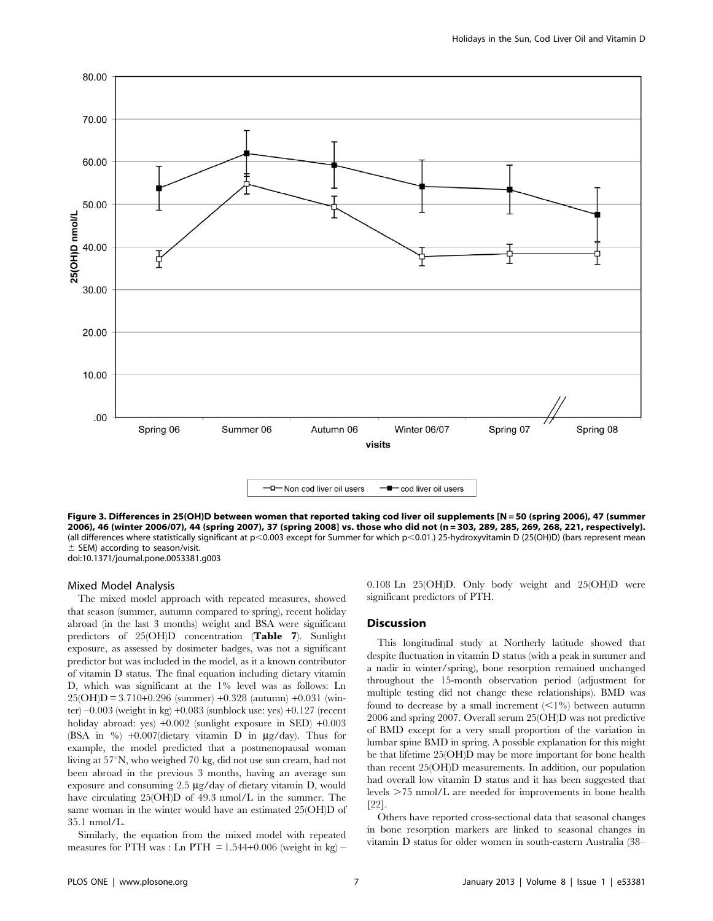**Figure 3. Differences in 25(OH)D between women that reported taking cod liver oil supplements [N = 50 (spring 2006), 47 (summer 2006), 46 (winter 2006/07), 44 (spring 2007), 37 (spring 2008] vs. those who did not (n = 303, 289, 285, 269, 268, 221, respectively).** (all differences where statistically significant at $p < 0.003$ except for Summer for which $p < 0.01$.) 25-hydroxyvitamin D (25(OH)D) (bars represent mean ± SEM) according to season/visit.
doi:10.1371/journal.pone.0053381.g003

### Mixed Model Analysis

The mixed model approach with repeated measures, showed that season (summer, autumn compared to spring), recent holiday abroad (in the last 3 months) weight and BSA were significant predictors of 25(OH)D concentration (**Table 7**). Sunlight exposure, as assessed by dosimeter badges, was not a significant predictor but was included in the model, as it a known contributor of vitamin D status. The final equation including dietary vitamin D, which was significant at the 1% level was as follows: Ln 25(OH)D = 3.710+0.296 (summer) +0.328 (autumn) +0.031 (winter) –0.003 (weight in kg) +0.083 (sunblock use: yes) +0.127 (recent holiday abroad: yes) +0.002 (sunlight exposure in SED) +0.003 (BSA in %) +0.007(dietary vitamin D in μg/day). Thus for example, the model predicted that a postmenopausal woman living at 57°N, who weighed 70 kg, did not use sun cream, had not been abroad in the previous 3 months, having an average sun exposure and consuming 2.5 μg/day of dietary vitamin D, would have circulating 25(OH)D of 49.3 nmol/L in the summer. The same woman in the winter would have an estimated 25(OH)D of 35.1 nmol/L.

Similarly, the equation from the mixed model with repeated measures for PTH was : Ln PTH = 1.544+0.006 (weight in kg) – 0.108 Ln 25(OH)D. Only body weight and 25(OH)D were significant predictors of PTH.

## Discussion

This longitudinal study at Northerly latitude showed that despite fluctuation in vitamin D status (with a peak in summer and a nadir in winter/spring), bone resorption remained unchanged throughout the 15-month observation period (adjustment for multiple testing did not change these relationships). BMD was found to decrease by a small increment (<1%) between autumn 2006 and spring 2007. Overall serum 25(OH)D was not predictive of BMD except for a very small proportion of the variation in lumbar spine BMD in spring. A possible explanation for this might be that lifetime 25(OH)D may be more important for bone health than recent 25(OH)D measurements. In addition, our population had overall low vitamin D status and it has been suggested that levels >75 nmol/L are needed for improvements in bone health [22].

Others have reported cross-sectional data that seasonal changes in bone resorption markers are linked to seasonal changes in vitamin D status for older women in south-eastern Australia (38–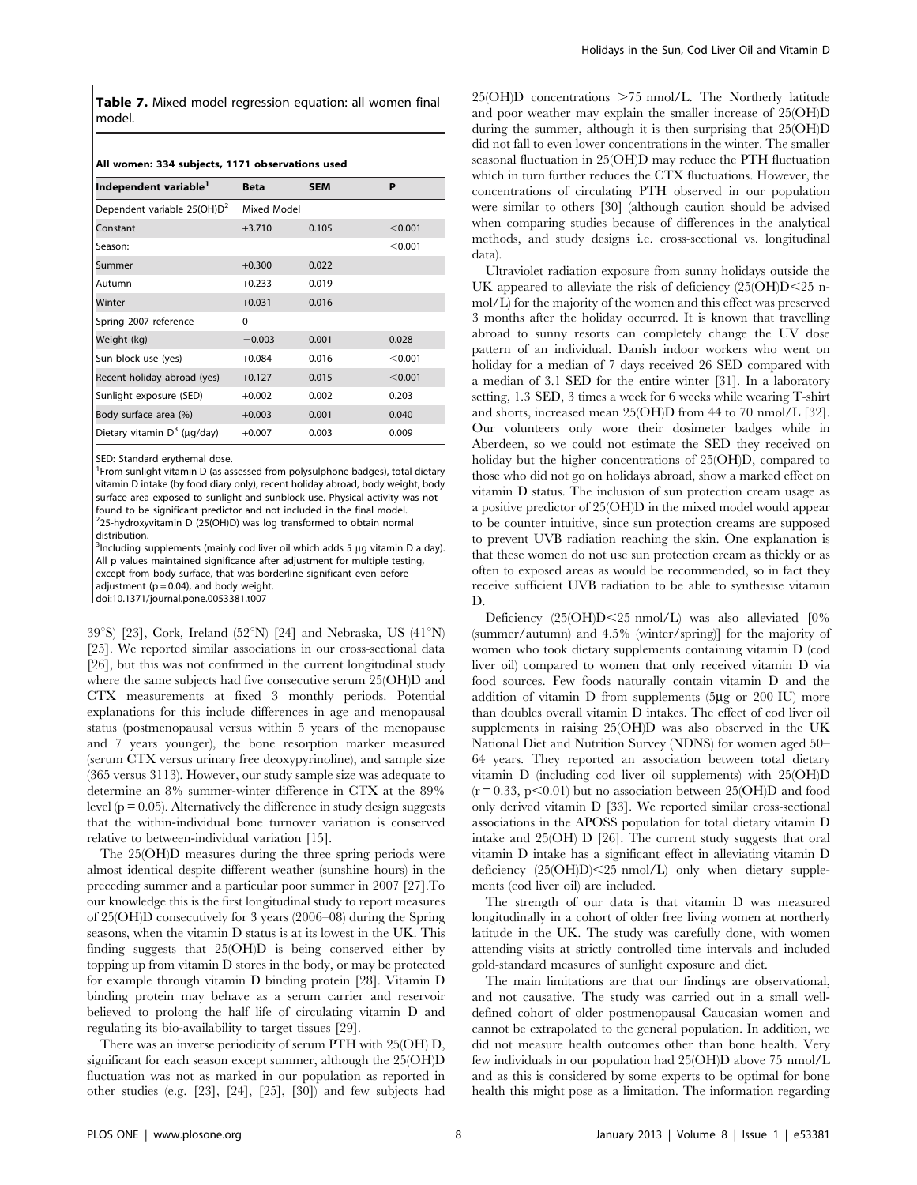**Table 7.** Mixed model regression equation: all women final model.

| All women: 334 subjects, 1171 observations used | | | |
|---|---|---|---|
| **Independent variable[1]** | **Beta** | **SEM** | **P** |
| Dependent variable 25(OH)D[2] | Mixed Model | | |
| Constant | +3.710 | 0.105 | <0.001 |
| Season: | | | <0.001 |
| Summer | +0.300 | 0.022 | |
| Autumn | +0.233 | 0.019 | |
| Winter | +0.031 | 0.016 | |
| Spring 2007 reference | 0 | | |
| Weight (kg) | −0.003 | 0.001 | 0.028 |
| Sun block use (yes) | +0.084 | 0.016 | <0.001 |
| Recent holiday abroad (yes) | +0.127 | 0.015 | <0.001 |
| Sunlight exposure (SED) | +0.002 | 0.002 | 0.203 |
| Body surface area (%) | +0.003 | 0.001 | 0.040 |
| Dietary vitamin D[3] (µg/day) | +0.007 | 0.003 | 0.009 |

SED: Standard erythemal dose.
[1]From sunlight vitamin D (as assessed from polysulphone badges), total dietary vitamin D intake (by food diary only), recent holiday abroad, body weight, body surface area exposed to sunlight and sunblock use. Physical activity was not found to be significant predictor and not included in the final model.
[2]25-hydroxyvitamin D (25(OH)D) was log transformed to obtain normal distribution.
[3]Including supplements (mainly cod liver oil which adds 5 µg vitamin D a day). All p values maintained significance after adjustment for multiple testing, except from body surface, that was borderline significant even before adjustment (p = 0.04), and body weight.
doi:10.1371/journal.pone.0053381.t007

39°S) [23], Cork, Ireland (52°N) [24] and Nebraska, US (41°N) [25]. We reported similar associations in our cross-sectional data [26], but this was not confirmed in the current longitudinal study where the same subjects had five consecutive serum 25(OH)D and CTX measurements at fixed 3 monthly periods. Potential explanations for this include differences in age and menopausal status (postmenopausal versus within 5 years of the menopause and 7 years younger), the bone resorption marker measured (serum CTX versus urinary free deoxypyrinoline), and sample size (365 versus 3113). However, our study sample size was adequate to determine an 8% summer-winter difference in CTX at the 89% level (p = 0.05). Alternatively the difference in study design suggests that the within-individual bone turnover variation is conserved relative to between-individual variation [15].

The 25(OH)D measures during the three spring periods were almost identical despite different weather (sunshine hours) in the preceding summer and a particular poor summer in 2007 [27].To our knowledge this is the first longitudinal study to report measures of 25(OH)D consecutively for 3 years (2006–08) during the Spring seasons, when the vitamin D status is at its lowest in the UK. This finding suggests that 25(OH)D is being conserved either by topping up from vitamin D stores in the body, or may be protected for example through vitamin D binding protein [28]. Vitamin D binding protein may behave as a serum carrier and reservoir believed to prolong the half life of circulating vitamin D and regulating its bio-availability to target tissues [29].

There was an inverse periodicity of serum PTH with 25(OH) D, significant for each season except summer, although the 25(OH)D fluctuation was not as marked in our population as reported in other studies (e.g. [23], [24], [25], [30]) and few subjects had 25(OH)D concentrations >75 nmol/L. The Northerly latitude and poor weather may explain the smaller increase of 25(OH)D during the summer, although it is then surprising that 25(OH)D did not fall to even lower concentrations in the winter. The smaller seasonal fluctuation in 25(OH)D may reduce the PTH fluctuation which in turn further reduces the CTX fluctuations. However, the concentrations of circulating PTH observed in our population were similar to others [30] (although caution should be advised when comparing studies because of differences in the analytical methods, and study designs i.e. cross-sectional vs. longitudinal data).

Ultraviolet radiation exposure from sunny holidays outside the UK appeared to alleviate the risk of deficiency (25(OH)D<25 nmol/L) for the majority of the women and this effect was preserved 3 months after the holiday occurred. It is known that travelling abroad to sunny resorts can completely change the UV dose pattern of an individual. Danish indoor workers who went on holiday for a median of 7 days received 26 SED compared with a median of 3.1 SED for the entire winter [31]. In a laboratory setting, 1.3 SED, 3 times a week for 6 weeks while wearing T-shirt and shorts, increased mean 25(OH)D from 44 to 70 nmol/L [32]. Our volunteers only wore their dosimeter badges while in Aberdeen, so we could not estimate the SED they received on holiday but the higher concentrations of 25(OH)D, compared to those who did not go on holidays abroad, show a marked effect on vitamin D status. The inclusion of sun protection cream usage as a positive predictor of 25(OH)D in the mixed model would appear to be counter intuitive, since sun protection creams are supposed to prevent UVB radiation reaching the skin. One explanation is that these women do not use sun protection cream as thickly or as often to exposed areas as would be recommended, so in fact they receive sufficient UVB radiation to be able to synthesise vitamin D.

Deficiency (25(OH)D<25 nmol/L) was also alleviated [0% (summer/autumn) and 4.5% (winter/spring)] for the majority of women who took dietary supplements containing vitamin D (cod liver oil) compared to women that only received vitamin D via food sources. Few foods naturally contain vitamin D and the addition of vitamin D from supplements (5µg or 200 IU) more than doubles overall vitamin D intakes. The effect of cod liver oil supplements in raising 25(OH)D was also observed in the UK National Diet and Nutrition Survey (NDNS) for women aged 50–64 years. They reported an association between total dietary vitamin D (including cod liver oil supplements) with 25(OH)D (r = 0.33, p<0.01) but no association between 25(OH)D and food only derived vitamin D [33]. We reported similar cross-sectional associations in the APOSS population for total dietary vitamin D intake and 25(OH) D [26]. The current study suggests that oral vitamin D intake has a significant effect in alleviating vitamin D deficiency (25(OH)D)<25 nmol/L) only when dietary supplements (cod liver oil) are included.

The strength of our data is that vitamin D was measured longitudinally in a cohort of older free living women at northerly latitude in the UK. The study was carefully done, with women attending visits at strictly controlled time intervals and included gold-standard measures of sunlight exposure and diet.

The main limitations are that our findings are observational, and not causative. The study was carried out in a small well-defined cohort of older postmenopausal Caucasian women and cannot be extrapolated to the general population. In addition, we did not measure health outcomes other than bone health. Very few individuals in our population had 25(OH)D above 75 nmol/L and as this is considered by some experts to be optimal for bone health this might pose as a limitation. The information regarding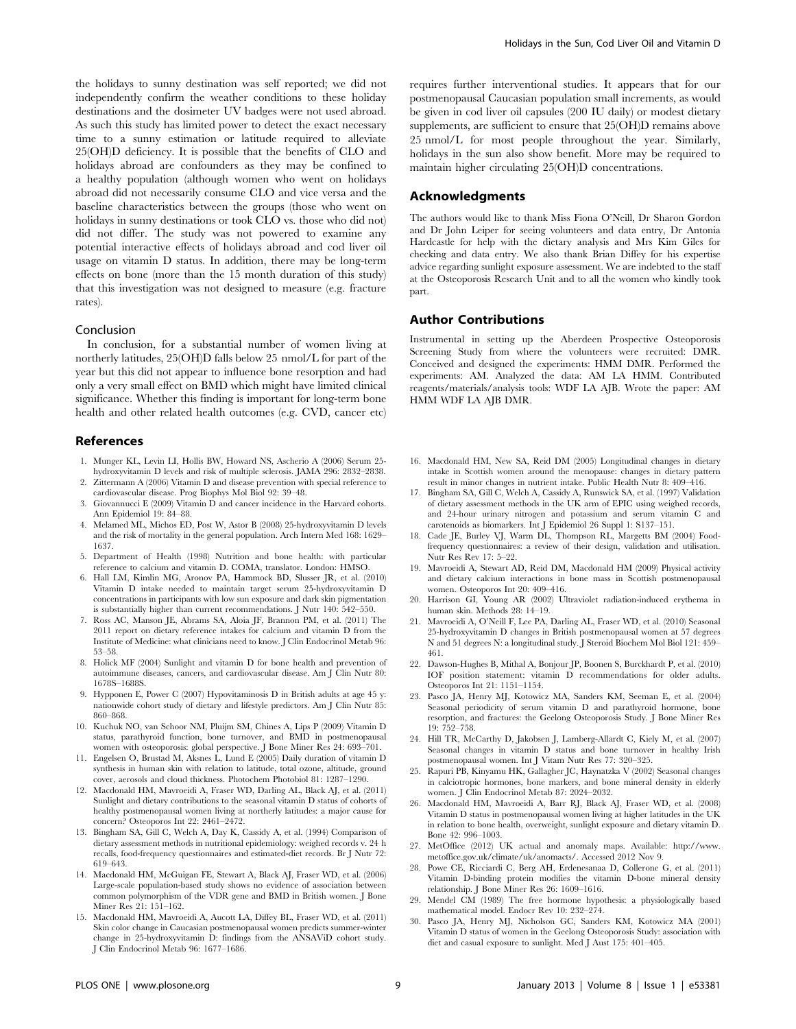the holidays to sunny destination was self reported; we did not independently confirm the weather conditions to these holiday destinations and the dosimeter UV badges were not used abroad. As such this study has limited power to detect the exact necessary time to a sunny estimation or latitude required to alleviate 25(OH)D deficiency. It is possible that the benefits of CLO and holidays abroad are confounders as they may be confined to a healthy population (although women who went on holidays abroad did not necessarily consume CLO and vice versa and the baseline characteristics between the groups (those who went on holidays in sunny destinations or took CLO vs. those who did not) did not differ. The study was not powered to examine any potential interactive effects of holidays abroad and cod liver oil usage on vitamin D status. In addition, there may be long-term effects on bone (more than the 15 month duration of this study) that this investigation was not designed to measure (e.g. fracture rates).

## Conclusion

In conclusion, for a substantial number of women living at northerly latitudes, 25(OH)D falls below 25 nmol/L for part of the year but this did not appear to influence bone resorption and had only a very small effect on BMD which might have limited clinical significance. Whether this finding is important for long-term bone health and other related health outcomes (e.g. CVD, cancer etc) requires further interventional studies. It appears that for our postmenopausal Caucasian population small increments, as would be given in cod liver oil capsules (200 IU daily) or modest dietary supplements, are sufficient to ensure that 25(OH)D remains above 25 nmol/L for most people throughout the year. Similarly, holidays in the sun also show benefit. More may be required to maintain higher circulating 25(OH)D concentrations.

## Acknowledgments

The authors would like to thank Miss Fiona O'Neill, Dr Sharon Gordon and Dr John Leiper for seeing volunteers and data entry, Dr Antonia Hardcastle for help with the dietary analysis and Mrs Kim Giles for checking and data entry. We also thank Brian Diffey for his expertise advice regarding sunlight exposure assessment. We are indebted to the staff at the Osteoporosis Research Unit and to all the women who kindly took part.

## Author Contributions

Instrumental in setting up the Aberdeen Prospective Osteoporosis Screening Study from where the volunteers were recruited: DMR. Conceived and designed the experiments: HMM DMR. Performed the experiments: AM. Analyzed the data: AM LA HMM. Contributed reagents/materials/analysis tools: WDF LA AJB. Wrote the paper: AM HMM WDF LA AJB DMR.

## References

1. Munger KL, Levin LI, Hollis BW, Howard NS, Ascherio A (2006) Serum 25-hydroxyvitamin D levels and risk of multiple sclerosis. JAMA 296: 2832–2838.
2. Zittermann A (2006) Vitamin D and disease prevention with special reference to cardiovascular disease. Prog Biophys Mol Biol 92: 39–48.
3. Giovannucci E (2009) Vitamin D and cancer incidence in the Harvard cohorts. Ann Epidemiol 19: 84–88.
4. Melamed ML, Michos ED, Post W, Astor B (2008) 25-hydroxyvitamin D levels and the risk of mortality in the general population. Arch Intern Med 168: 1629–1637.
5. Department of Health (1998) Nutrition and bone health: with particular reference to calcium and vitamin D. COMA, translator. London: HMSO.
6. Hall LM, Kimlin MG, Aronov PA, Hammock BD, Slusser JR, et al. (2010) Vitamin D intake needed to maintain target serum 25-hydroxyvitamin D concentrations in participants with low sun exposure and dark skin pigmentation is substantially higher than current recommendations. J Nutr 140: 542–550.
7. Ross AC, Manson JE, Abrams SA, Aloia JF, Brannon PM, et al. (2011) The 2011 report on dietary reference intakes for calcium and vitamin D from the Institute of Medicine: what clinicians need to know. J Clin Endocrinol Metab 96: 53–58.
8. Holick MF (2004) Sunlight and vitamin D for bone health and prevention of autoimmune diseases, cancers, and cardiovascular disease. Am J Clin Nutr 80: 1678S–1688S.
9. Hypponen E, Power C (2007) Hypovitaminosis D in British adults at age 45 y: nationwide cohort study of dietary and lifestyle predictors. Am J Clin Nutr 85: 860–868.
10. Kuchuk NO, van Schoor NM, Pluijm SM, Chines A, Lips P (2009) Vitamin D status, parathyroid function, bone turnover, and BMD in postmenopausal women with osteoporosis: global perspective. J Bone Miner Res 24: 693–701.
11. Engelsen O, Brustad M, Aksnes L, Lund E (2005) Daily duration of vitamin D synthesis in human skin with relation to latitude, total ozone, altitude, ground cover, aerosols and cloud thickness. Photochem Photobiol 81: 1287–1290.
12. Macdonald HM, Mavroeidi A, Fraser WD, Darling AL, Black AJ, et al. (2011) Sunlight and dietary contributions to the seasonal vitamin D status of cohorts of healthy postmenopausal women living at northerly latitudes: a major cause for concern? Osteoporos Int 22: 2461–2472.
13. Bingham SA, Gill C, Welch A, Day K, Cassidy A, et al. (1994) Comparison of dietary assessment methods in nutritional epidemiology: weighed records v. 24 h recalls, food-frequency questionnaires and estimated-diet records. Br J Nutr 72: 619–643.
14. Macdonald HM, McGuigan FE, Stewart A, Black AJ, Fraser WD, et al. (2006) Large-scale population-based study shows no evidence of association between common polymorphism of the VDR gene and BMD in British women. J Bone Miner Res 21: 151–162.
15. Macdonald HM, Mavroeidi A, Aucott LA, Diffey BL, Fraser WD, et al. (2011) Skin color change in Caucasian postmenopausal women predicts summer-winter change in 25-hydroxyvitamin D: findings from the ANSAViD cohort study. J Clin Endocrinol Metab 96: 1677–1686.
16. Macdonald HM, New SA, Reid DM (2005) Longitudinal changes in dietary intake in Scottish women around the menopause: changes in dietary pattern result in minor changes in nutrient intake. Public Health Nutr 8: 409–416.
17. Bingham SA, Gill C, Welch A, Cassidy A, Runswick SA, et al. (1997) Validation of dietary assessment methods in the UK arm of EPIC using weighed records, and 24-hour urinary nitrogen and potassium and serum vitamin C and carotenoids as biomarkers. Int J Epidemiol 26 Suppl 1: S137–151.
18. Cade JE, Burley VJ, Warm DL, Thompson RL, Margetts BM (2004) Food-frequency questionnaires: a review of their design, validation and utilisation. Nutr Res Rev 17: 5–22.
19. Mavroeidi A, Stewart AD, Reid DM, Macdonald HM (2009) Physical activity and dietary calcium interactions in bone mass in Scottish postmenopausal women. Osteoporos Int 20: 409–416.
20. Harrison GI, Young AR (2002) Ultraviolet radiation-induced erythema in human skin. Methods 28: 14–19.
21. Mavroeidi A, O'Neill F, Lee PA, Darling AL, Fraser WD, et al. (2010) Seasonal 25-hydroxyvitamin D changes in British postmenopausal women at 57 degrees N and 51 degrees N: a longitudinal study. J Steroid Biochem Mol Biol 121: 459–461.
22. Dawson-Hughes B, Mithal A, Bonjour JP, Boonen S, Burckhardt P, et al. (2010) IOF position statement: vitamin D recommendations for older adults. Osteoporos Int 21: 1151–1154.
23. Pasco JA, Henry MJ, Kotowicz MA, Sanders KM, Seeman E, et al. (2004) Seasonal periodicity of serum vitamin D and parathyroid hormone, bone resorption, and fractures: the Geelong Osteoporosis Study. J Bone Miner Res 19: 752–758.
24. Hill TR, McCarthy D, Jakobsen J, Lamberg-Allardt C, Kiely M, et al. (2007) Seasonal changes in vitamin D status and bone turnover in healthy Irish postmenopausal women. Int J Vitam Nutr Res 77: 320–325.
25. Rapuri PB, Kinyamu HK, Gallagher JC, Haynatzka V (2002) Seasonal changes in calciotropic hormones, bone markers, and bone mineral density in elderly women. J Clin Endocrinol Metab 87: 2024–2032.
26. Macdonald HM, Mavroeidi A, Barr RJ, Black AJ, Fraser WD, et al. (2008) Vitamin D status in postmenopausal women living at higher latitudes in the UK in relation to bone health, overweight, sunlight exposure and dietary vitamin D. Bone 42: 996–1003.
27. MetOffice (2012) UK actual and anomaly maps. Available: http://www.metoffice.gov.uk/climate/uk/anomacts/. Accessed 2012 Nov 9.
28. Powe CE, Ricciardi C, Berg AH, Erdenesanaa D, Collerone G, et al. (2011) Vitamin D-binding protein modifies the vitamin D-bone mineral density relationship. J Bone Miner Res 26: 1609–1616.
29. Mendel CM (1989) The free hormone hypothesis: a physiologically based mathematical model. Endocr Rev 10: 232–274.
30. Pasco JA, Henry MJ, Nicholson GC, Sanders KM, Kotowicz MA (2001) Vitamin D status of women in the Geelong Osteoporosis Study: association with diet and casual exposure to sunlight. Med J Aust 175: 401–405.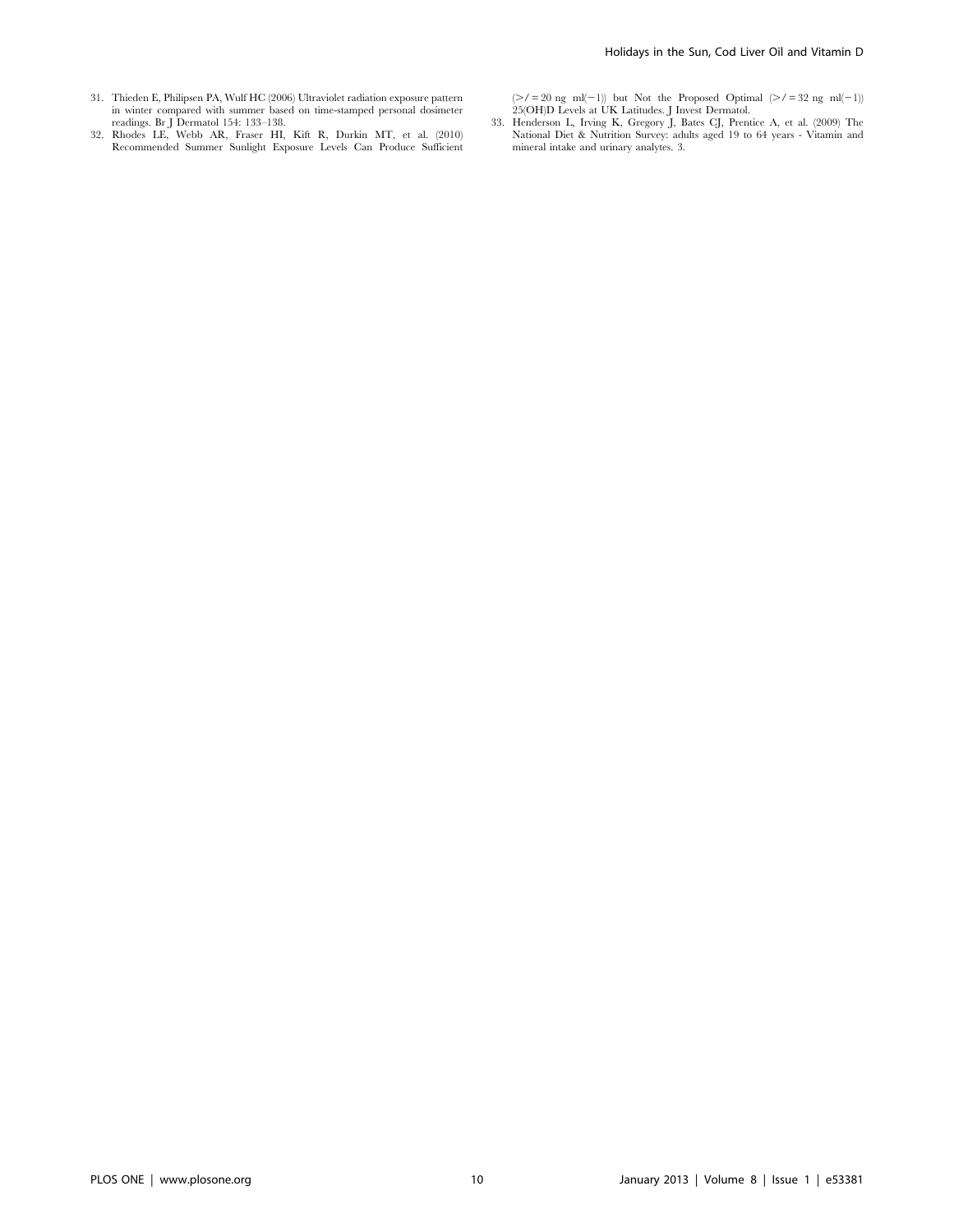31. Thieden E, Philipsen PA, Wulf HC (2006) Ultraviolet radiation exposure pattern in winter compared with summer based on time-stamped personal dosimeter readings. Br J Dermatol 154: 133–138.
32. Rhodes LE, Webb AR, Fraser HI, Kift R, Durkin MT, et al. (2010) Recommended Summer Sunlight Exposure Levels Can Produce Sufficient (>/ = 20 ng ml(−1)) but Not the Proposed Optimal (>/ = 32 ng ml(−1)) 25(OH)D Levels at UK Latitudes. J Invest Dermatol.
33. Henderson L, Irving K, Gregory J, Bates CJ, Prentice A, et al. (2009) The National Diet & Nutrition Survey: adults aged 19 to 64 years - Vitamin and mineral intake and urinary analytes. 3.